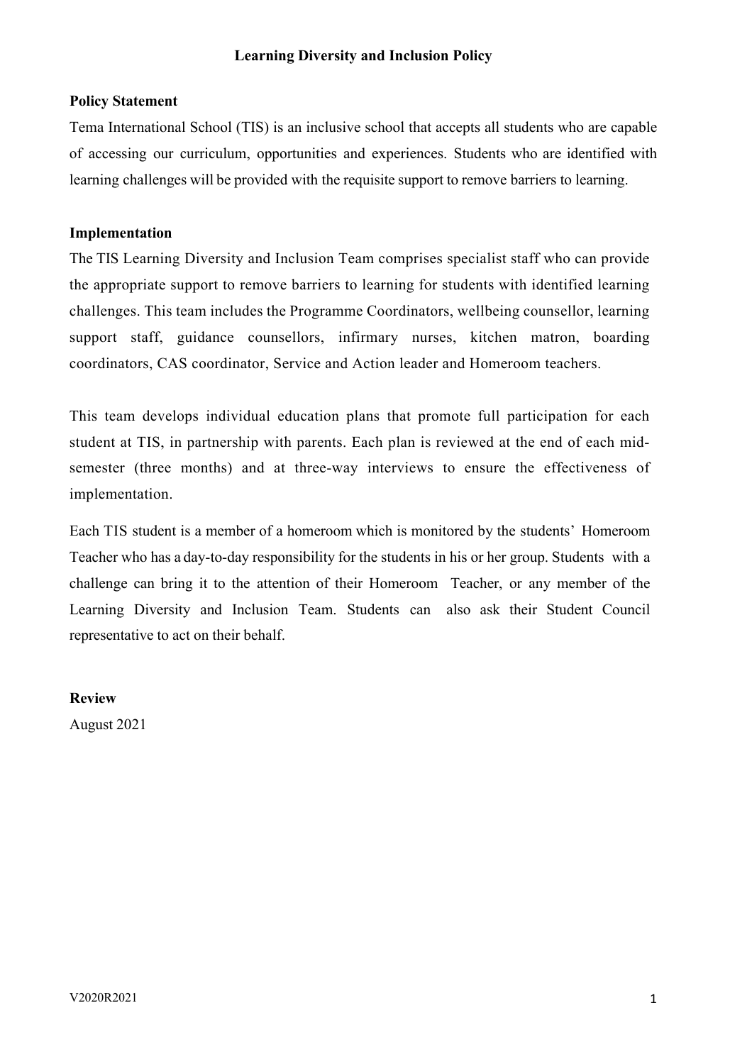# Learning Diversity and Inclusion Policy

## Policy Statement

Tema International School (TIS) is an inclusive school that accepts all students who are capable of accessing our curriculum, opportunities and experiences. Students who are identified with learning challenges will be provided with the requisite support to remove barriers to learning.

## Implementation

The TIS Learning Diversity and Inclusion Team comprises specialist staff who can provide the appropriate support to remove barriers to learning for students with identified learning challenges. This team includes the Programme Coordinators, wellbeing counsellor, learning support staff, guidance counsellors, infirmary nurses, kitchen matron, boarding coordinators, CAS coordinator, Service and Action leader and Homeroom teachers.

This team develops individual education plans that promote full participation for each student at TIS, in partnership with parents. Each plan is reviewed at the end of each mid-semester (three months) and at three-way interviews to ensure the effectiveness of implementation.

Each TIS student is a member of a homeroom which is monitored by the students' Homeroom Teacher who has a day-to-day responsibility for the students in his or her group. Students with a challenge can bring it to the attention of their Homeroom Teacher, or any member of the Learning Diversity and Inclusion Team. Students can also ask their Student Council representative to act on their behalf.

## Review

August 2021

V2020R2021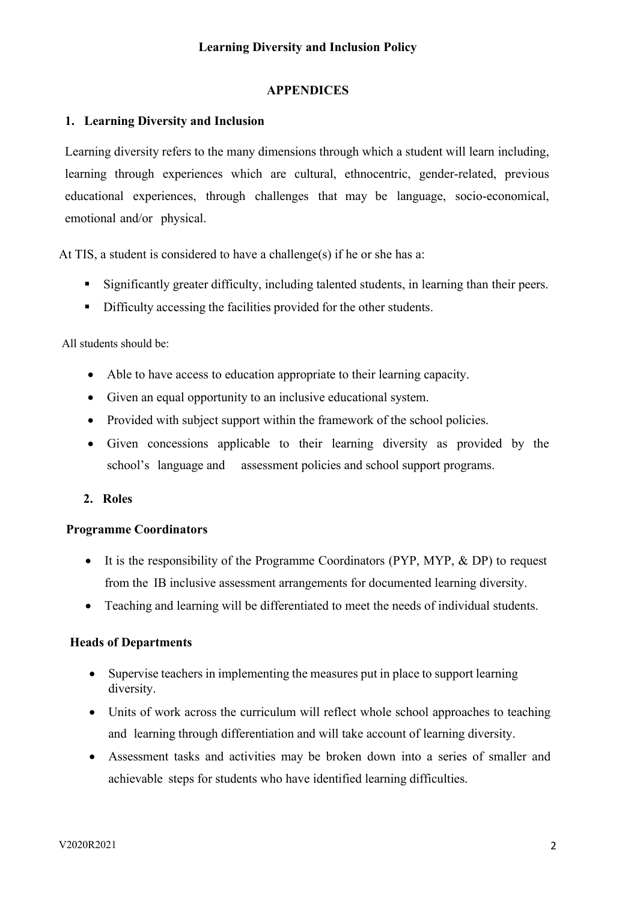**Learning Diversity and Inclusion Policy**

## APPENDICES

### 1. Learning Diversity and Inclusion

Learning diversity refers to the many dimensions through which a student will learn including, learning through experiences which are cultural, ethnocentric, gender-related, previous educational experiences, through challenges that may be language, socio-economical, emotional and/or physical.

At TIS, a student is considered to have a challenge(s) if he or she has a:

- Significantly greater difficulty, including talented students, in learning than their peers.
- Difficulty accessing the facilities provided for the other students.

All students should be:

- Able to have access to education appropriate to their learning capacity.
- Given an equal opportunity to an inclusive educational system.
- Provided with subject support within the framework of the school policies.
- Given concessions applicable to their learning diversity as provided by the school's language and assessment policies and school support programs.

### 2. Roles

**Programme Coordinators**

- It is the responsibility of the Programme Coordinators (PYP, MYP, & DP) to request from the IB inclusive assessment arrangements for documented learning diversity.
- Teaching and learning will be differentiated to meet the needs of individual students.

**Heads of Departments**

- Supervise teachers in implementing the measures put in place to support learning diversity.
- Units of work across the curriculum will reflect whole school approaches to teaching and learning through differentiation and will take account of learning diversity.
- Assessment tasks and activities may be broken down into a series of smaller and achievable steps for students who have identified learning difficulties.

V2020R2021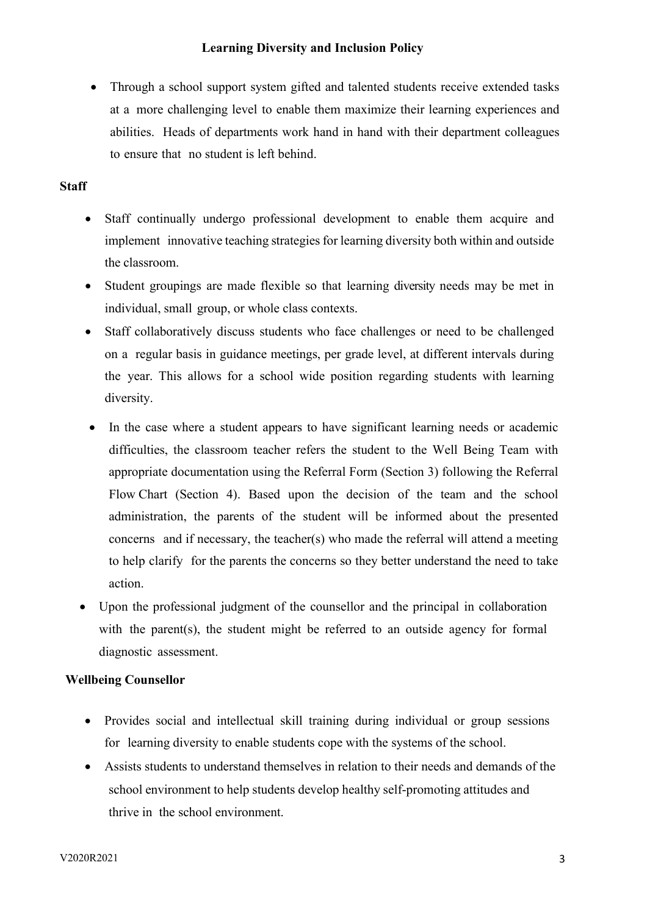- Through a school support system gifted and talented students receive extended tasks at a more challenging level to enable them maximize their learning experiences and abilities. Heads of departments work hand in hand with their department colleagues to ensure that no student is left behind.

**Staff**

- Staff continually undergo professional development to enable them acquire and implement innovative teaching strategies for learning diversity both within and outside the classroom.
- Student groupings are made flexible so that learning diversity needs may be met in individual, small group, or whole class contexts.
- Staff collaboratively discuss students who face challenges or need to be challenged on a regular basis in guidance meetings, per grade level, at different intervals during the year. This allows for a school wide position regarding students with learning diversity.
- In the case where a student appears to have significant learning needs or academic difficulties, the classroom teacher refers the student to the Well Being Team with appropriate documentation using the Referral Form (Section 3) following the Referral Flow Chart (Section 4). Based upon the decision of the team and the school administration, the parents of the student will be informed about the presented concerns and if necessary, the teacher(s) who made the referral will attend a meeting to help clarify for the parents the concerns so they better understand the need to take action.
- Upon the professional judgment of the counsellor and the principal in collaboration with the parent(s), the student might be referred to an outside agency for formal diagnostic assessment.

**Wellbeing Counsellor**

- Provides social and intellectual skill training during individual or group sessions for learning diversity to enable students cope with the systems of the school.
- Assists students to understand themselves in relation to their needs and demands of the school environment to help students develop healthy self-promoting attitudes and thrive in the school environment.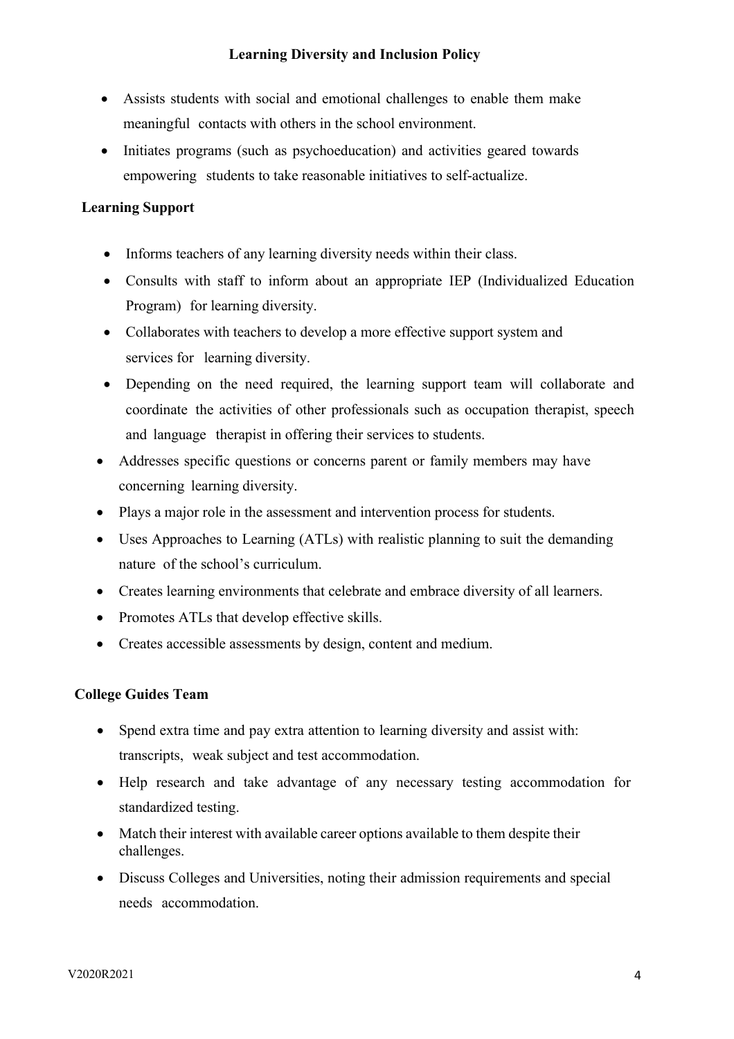- Assists students with social and emotional challenges to enable them make meaningful contacts with others in the school environment.
- Initiates programs (such as psychoeducation) and activities geared towards empowering students to take reasonable initiatives to self-actualize.

**Learning Support**

- Informs teachers of any learning diversity needs within their class.
- Consults with staff to inform about an appropriate IEP (Individualized Education Program) for learning diversity.
- Collaborates with teachers to develop a more effective support system and services for learning diversity.
- Depending on the need required, the learning support team will collaborate and coordinate the activities of other professionals such as occupation therapist, speech and language therapist in offering their services to students.
- Addresses specific questions or concerns parent or family members may have concerning learning diversity.
- Plays a major role in the assessment and intervention process for students.
- Uses Approaches to Learning (ATLs) with realistic planning to suit the demanding nature of the school's curriculum.
- Creates learning environments that celebrate and embrace diversity of all learners.
- Promotes ATLs that develop effective skills.
- Creates accessible assessments by design, content and medium.

**College Guides Team**

- Spend extra time and pay extra attention to learning diversity and assist with: transcripts, weak subject and test accommodation.
- Help research and take advantage of any necessary testing accommodation for standardized testing.
- Match their interest with available career options available to them despite their challenges.
- Discuss Colleges and Universities, noting their admission requirements and special needs accommodation.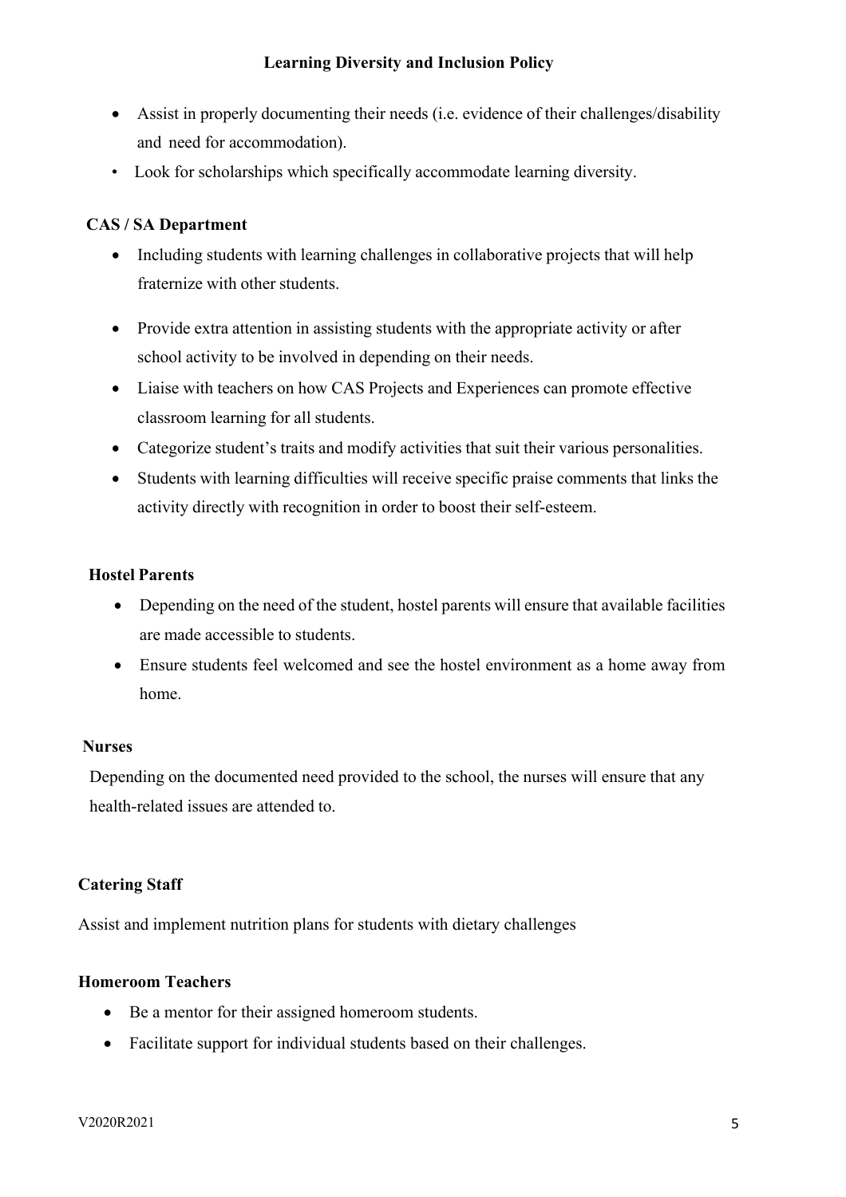- Assist in properly documenting their needs (i.e. evidence of their challenges/disability and need for accommodation).
- Look for scholarships which specifically accommodate learning diversity.

**CAS / SA Department**

- Including students with learning challenges in collaborative projects that will help fraternize with other students.
- Provide extra attention in assisting students with the appropriate activity or after school activity to be involved in depending on their needs.
- Liaise with teachers on how CAS Projects and Experiences can promote effective classroom learning for all students.
- Categorize student's traits and modify activities that suit their various personalities.
- Students with learning difficulties will receive specific praise comments that links the activity directly with recognition in order to boost their self-esteem.

**Hostel Parents**

- Depending on the need of the student, hostel parents will ensure that available facilities are made accessible to students.
- Ensure students feel welcomed and see the hostel environment as a home away from home.

**Nurses**

Depending on the documented need provided to the school, the nurses will ensure that any health-related issues are attended to.

**Catering Staff**

Assist and implement nutrition plans for students with dietary challenges

**Homeroom Teachers**

- Be a mentor for their assigned homeroom students.
- Facilitate support for individual students based on their challenges.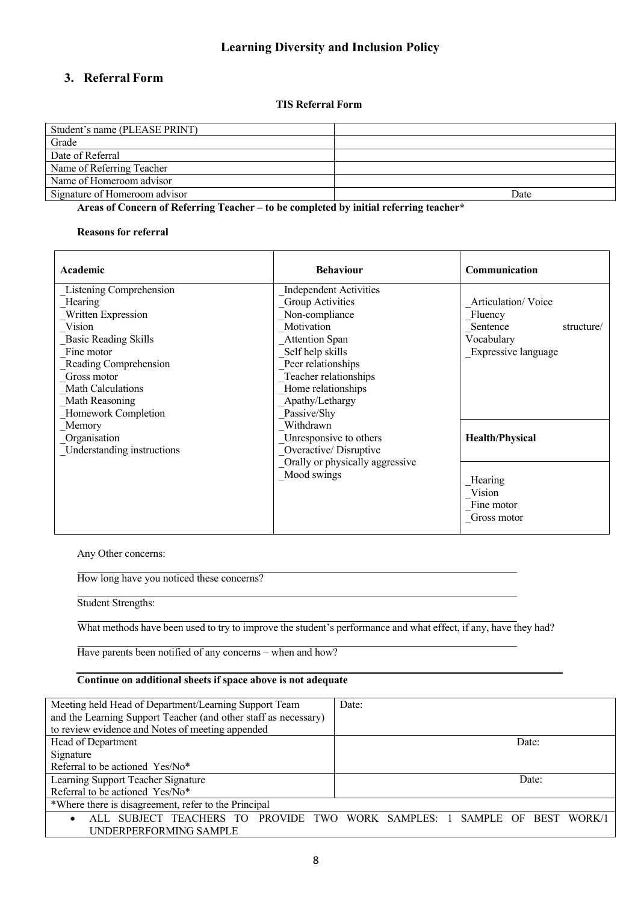## Learning Diversity and Inclusion Policy

## 3. Referral Form

**TIS Referral Form**

| Student's name (PLEASE PRINT) | |
|---|---|
| Grade | |
| Date of Referral | |
| Name of Referring Teacher | |
| Name of Homeroom advisor | |
| Signature of Homeroom advisor | Date |

**Areas of Concern of Referring Teacher – to be completed by initial referring teacher***

**Reasons for referral**

| **Academic** | **Behaviour** | **Communication** |
|---|---|---|
| _Listening Comprehension<br>_Hearing<br>_Written Expression<br>_Vision<br>_Basic Reading Skills<br>_Fine motor<br>_Reading Comprehension<br>_Gross motor<br>_Math Calculations<br>_Math Reasoning<br>_Homework Completion<br>_Memory<br>_Organisation<br>_Understanding instructions | _Independent Activities<br>_Group Activities<br>_Non-compliance<br>_Motivation<br>_Attention Span<br>_Self help skills<br>_Peer relationships<br>_Teacher relationships<br>_Home relationships<br>_Apathy/Lethargy<br>_Passive/Shy<br>_Withdrawn<br>_Unresponsive to others<br>_Overactive/ Disruptive<br>_Orally or physically aggressive<br>_Mood swings | _Articulation/ Voice<br>_Fluency<br>_Sentence structure/ Vocabulary<br>_Expressive language<br><br>**Health/Physical**<br><br>_Hearing<br>_Vision<br>_Fine motor<br>_Gross motor |

Any Other concerns:

How long have you noticed these concerns?

Student Strengths:

What methods have been used to try to improve the student's performance and what effect, if any, have they had?

Have parents been notified of any concerns – when and how?

**Continue on additional sheets if space above is not adequate**

| Meeting held Head of Department/Learning Support Team and the Learning Support Teacher (and other staff as necessary) to review evidence and Notes of meeting appended | Date: |
|---|---|
| Head of Department<br>Signature<br>Referral to be actioned Yes/No* | Date: |
| Learning Support Teacher Signature<br>Referral to be actioned Yes/No* | Date: |
| *Where there is disagreement, refer to the Principal | |
| • ALL SUBJECT TEACHERS TO PROVIDE TWO WORK SAMPLES: 1 SAMPLE OF BEST WORK/1 UNDERPERFORMING SAMPLE | |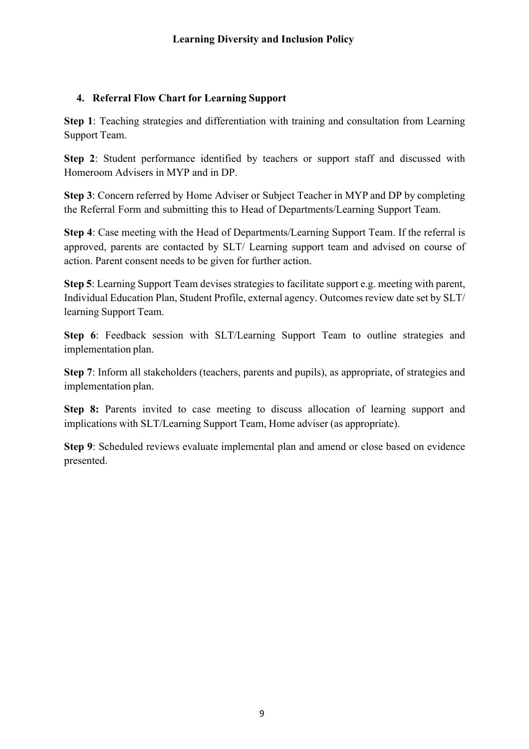## 4. Referral Flow Chart for Learning Support

**Step 1**: Teaching strategies and differentiation with training and consultation from Learning Support Team.

**Step 2**: Student performance identified by teachers or support staff and discussed with Homeroom Advisers in MYP and in DP.

**Step 3**: Concern referred by Home Adviser or Subject Teacher in MYP and DP by completing the Referral Form and submitting this to Head of Departments/Learning Support Team.

**Step 4**: Case meeting with the Head of Departments/Learning Support Team. If the referral is approved, parents are contacted by SLT/ Learning support team and advised on course of action. Parent consent needs to be given for further action.

**Step 5**: Learning Support Team devises strategies to facilitate support e.g. meeting with parent, Individual Education Plan, Student Profile, external agency. Outcomes review date set by SLT/ learning Support Team.

**Step 6**: Feedback session with SLT/Learning Support Team to outline strategies and implementation plan.

**Step 7**: Inform all stakeholders (teachers, parents and pupils), as appropriate, of strategies and implementation plan.

**Step 8:** Parents invited to case meeting to discuss allocation of learning support and implications with SLT/Learning Support Team, Home adviser (as appropriate).

**Step 9**: Scheduled reviews evaluate implemental plan and amend or close based on evidence presented.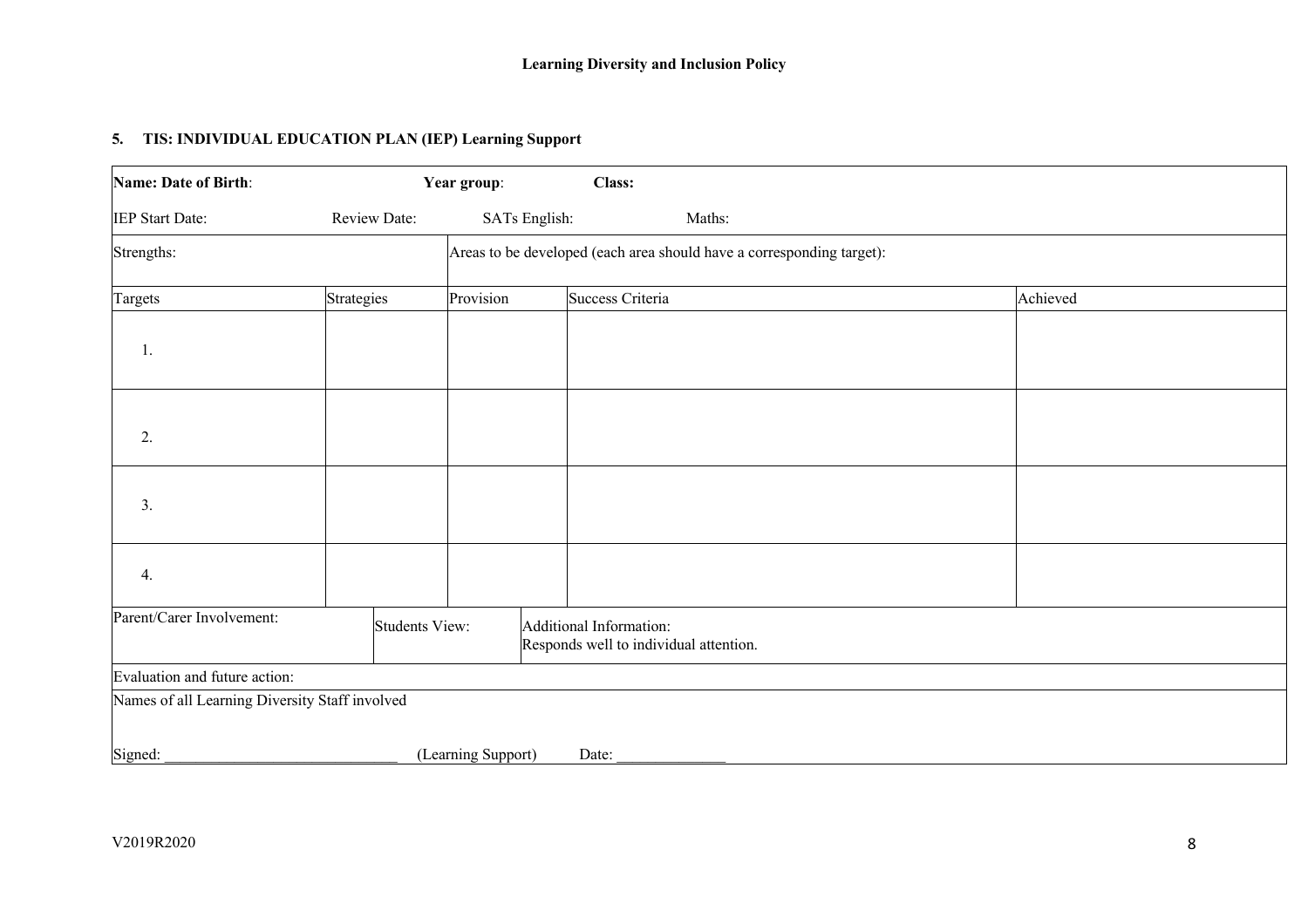### 5. TIS: INDIVIDUAL EDUCATION PLAN (IEP) Learning Support

| **Name: Date of Birth**: | | **Year group**: | **Class:** | |
|---|---|---|---|---|
| IEP Start Date: | Review Date: | SATs English: | Maths: | |
| Strengths: | | Areas to be developed (each area should have a corresponding target): | | |
| Targets | Strategies | Provision | Success Criteria | Achieved |
| 1. | | | | |
| 2. | | | | |
| 3. | | | | |
| 4. | | | | |
| Parent/Carer Involvement: | Students View: | Additional Information:<br>Responds well to individual attention. | | |
| Evaluation and future action: | | | | |
| Names of all Learning Diversity Staff involved<br><br>Signed: ______________________________ (Learning Support) Date: ______________ | | | | |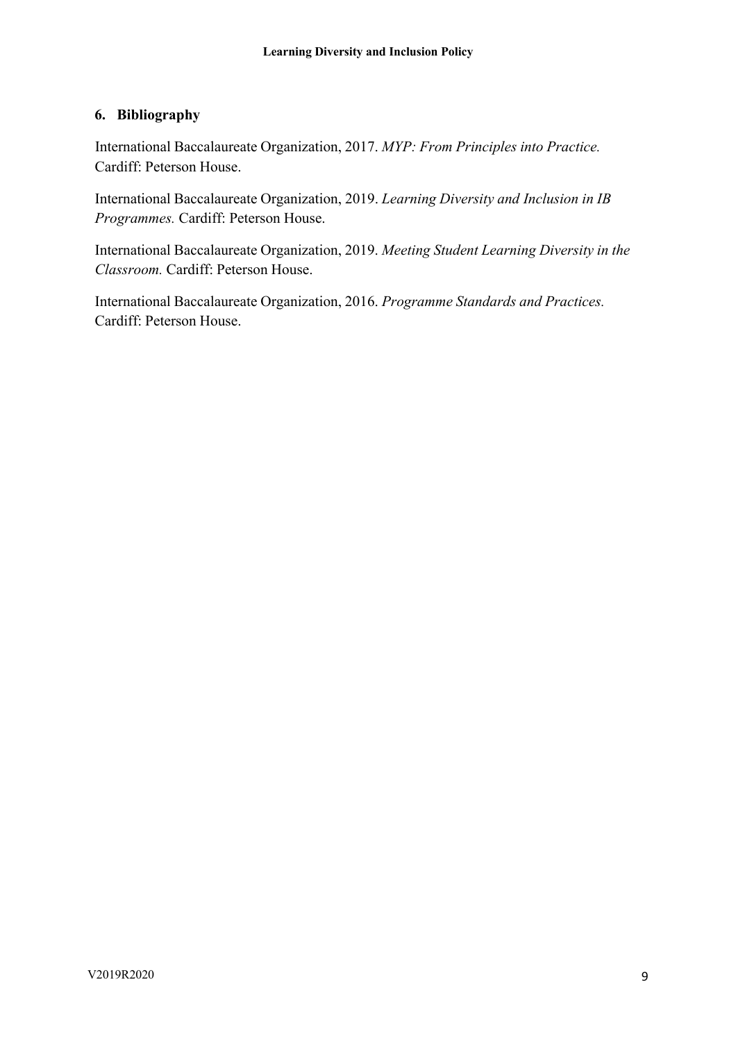## 6. Bibliography

International Baccalaureate Organization, 2017. *MYP: From Principles into Practice.* Cardiff: Peterson House.

International Baccalaureate Organization, 2019. *Learning Diversity and Inclusion in IB Programmes.* Cardiff: Peterson House.

International Baccalaureate Organization, 2019. *Meeting Student Learning Diversity in the Classroom.* Cardiff: Peterson House.

International Baccalaureate Organization, 2016. *Programme Standards and Practices.* Cardiff: Peterson House.